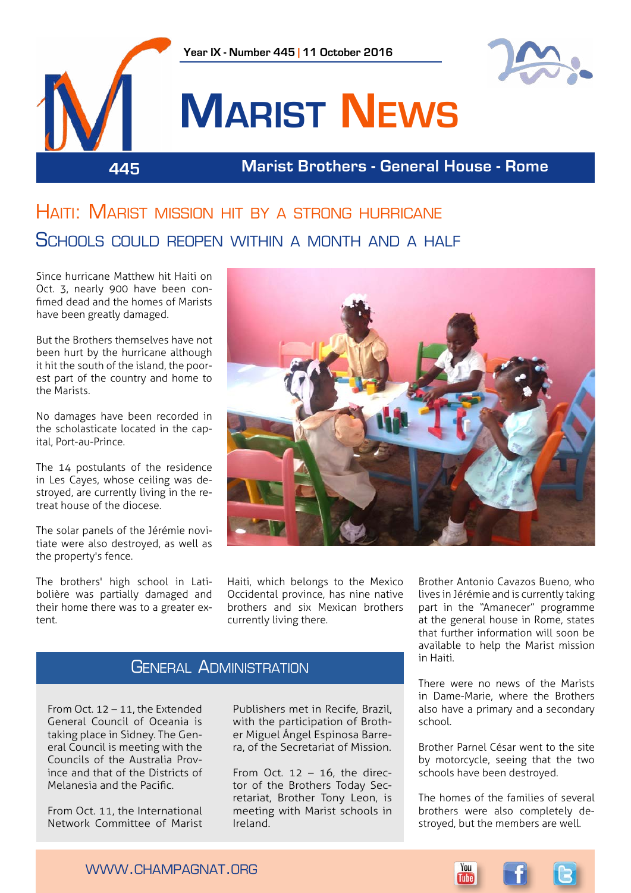# Marist News

Year IX - Number 445 | 11 October 2016

445

**Marist Brothers - General House - Rome**

## Haiti: Marist mission hit by a strong hurricane

## Schools could reopen within a month and a half

Since hurricane Matthew hit Haiti on Oct. 3, nearly 900 have been confimed dead and the homes of Marists have been greatly damaged.

But the Brothers themselves have not been hurt by the hurricane although it hit the south of the island, the poorest part of the country and home to the Marists.

No damages have been recorded in the scholasticate located in the capital, Port-au-Prince.

The 14 postulants of the residence in Les Cayes, whose ceiling was destroyed, are currently living in the retreat house of the diocese.

The solar panels of the Jérémie novitiate were also destroyed, as well as the property's fence.

The brothers' high school in Latibolière was partially damaged and their home there was to a greater extent.

Haiti, which belongs to the Mexico Occidental province, has nine native brothers and six Mexican brothers currently living there.

Brother Antonio Cavazos Bueno, who lives in Jérémie and is currently taking part in the "Amanecer" programme at the general house in Rome, states that further information will soon be available to help the Marist mission in Haiti.

There were no news of the Marists in Dame-Marie, where the Brothers also have a primary and a secondary school.

Brother Parnel César went to the site by motorcycle, seeing that the two schools have been destroyed.

The homes of the families of several brothers were also completely destroyed, but the members are well.

## General Administration

From Oct. 12 – 11, the Extended General Council of Oceania is taking place in Sidney. The General Council is meeting with the Councils of the Australia Province and that of the Districts of Melanesia and the Pacific.

From Oct. 11, the International Network Committee of Marist Publishers met in Recife, Brazil, with the participation of Brother Miguel Ángel Espinosa Barrera, of the Secretariat of Mission.

From Oct. 12 – 16, the director of the Brothers Today Secretariat, Brother Tony Leon, is meeting with Marist schools in Ireland.

WWW.CHAMPAGNAT.ORG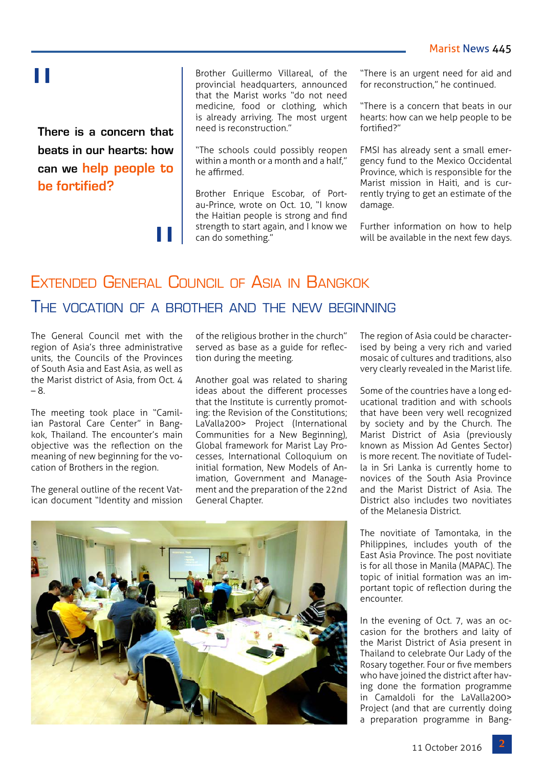> There is a concern that beats in our hearts: how can we **help people to be fortified?**

Brother Guillermo Villareal, of the provincial headquarters, announced that the Marist works "do not need medicine, food or clothing, which is already arriving. The most urgent need is reconstruction."

"The schools could possibly reopen within a month or a month and a half," he affirmed.

Brother Enrique Escobar, of Port-au-Prince, wrote on Oct. 10, "I know the Haitian people is strong and find strength to start again, and I know we can do something."

"There is an urgent need for aid and for reconstruction," he continued.

"There is a concern that beats in our hearts: how can we help people to be fortified?"

FMSI has already sent a small emergency fund to the Mexico Occidental Province, which is responsible for the Marist mission in Haiti, and is currently trying to get an estimate of the damage.

Further information on how to help will be available in the next few days.

# Extended General Council of Asia in Bangkok

## The vocation of a brother and the new beginning

The General Council met with the region of Asia's three administrative units, the Councils of the Provinces of South Asia and East Asia, as well as the Marist district of Asia, from Oct. 4 – 8.

The meeting took place in "Camilian Pastoral Care Center" in Bangkok, Thailand. The encounter's main objective was the reflection on the meaning of new beginning for the vocation of Brothers in the region.

The general outline of the recent Vatican document "Identity and mission of the religious brother in the church" served as base as a guide for reflection during the meeting.

Another goal was related to sharing ideas about the different processes that the Institute is currently promoting: the Revision of the Constitutions; LaValla200> Project (International Communities for a New Beginning), Global framework for Marist Lay Processes, International Colloquium on initial formation, New Models of Animation, Government and Management and the preparation of the 22nd General Chapter.

The region of Asia could be characterised by being a very rich and varied mosaic of cultures and traditions, also very clearly revealed in the Marist life.

Some of the countries have a long educational tradition and with schools that have been very well recognized by society and by the Church. The Marist District of Asia (previously known as Mission Ad Gentes Sector) is more recent. The novitiate of Tudella in Sri Lanka is currently home to novices of the South Asia Province and the Marist District of Asia. The District also includes two novitiates of the Melanesia District.

The novitiate of Tamontaka, in the Philippines, includes youth of the East Asia Province. The post novitiate is for all those in Manila (MAPAC). The topic of initial formation was an important topic of reflection during the encounter.

In the evening of Oct. 7, was an occasion for the brothers and laity of the Marist District of Asia present in Thailand to celebrate Our Lady of the Rosary together. Four or five members who have joined the district after having done the formation programme in Camaldoli for the LaValla200> Project (and that are currently doing a preparation programme in Bang-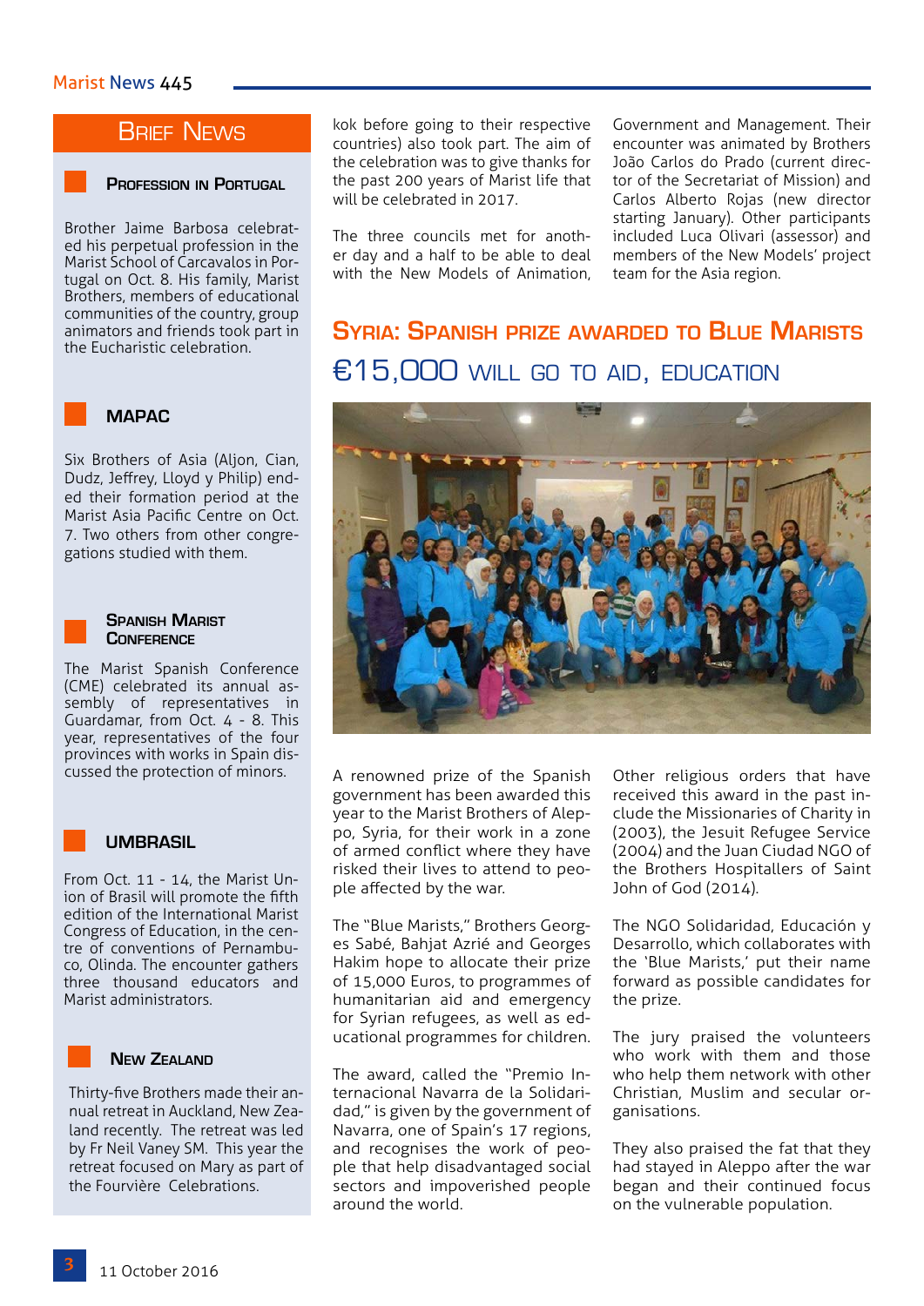## Brief News

### Profession in Portugal

Brother Jaime Barbosa celebrated his perpetual profession in the Marist School of Carcavalos in Portugal on Oct. 8. His family, Marist Brothers, members of educational communities of the country, group animators and friends took part in the Eucharistic celebration.

### MAPAC

Six Brothers of Asia (Aljon, Cian, Dudz, Jeffrey, Lloyd y Philip) ended their formation period at the Marist Asia Pacific Centre on Oct. 7. Two others from other congregations studied with them.

### Spanish Marist Conference

The Marist Spanish Conference (CME) celebrated its annual assembly of representatives in Guardamar, from Oct. 4 - 8. This year, representatives of the four provinces with works in Spain discussed the protection of minors.

### UMBRASIL

From Oct. 11 - 14, the Marist Union of Brasil will promote the fifth edition of the International Marist Congress of Education, in the centre of conventions of Pernambuco, Olinda. The encounter gathers three thousand educators and Marist administrators.

### New Zealand

Thirty-five Brothers made their annual retreat in Auckland, New Zealand recently. The retreat was led by Fr Neil Vaney SM. This year the retreat focused on Mary as part of the Fourvière Celebrations.

---

kok before going to their respective countries) also took part. The aim of the celebration was to give thanks for the past 200 years of Marist life that will be celebrated in 2017.

The three councils met for another day and a half to be able to deal with the New Models of Animation, Government and Management. Their encounter was animated by Brothers João Carlos do Prado (current director of the Secretariat of Mission) and Carlos Alberto Rojas (new director starting January). Other participants included Luca Olivari (assessor) and members of the New Models' project team for the Asia region.

## Syria: Spanish prize awarded to Blue Marists

### €15,000 will go to aid, education

A renowned prize of the Spanish government has been awarded this year to the Marist Brothers of Aleppo, Syria, for their work in a zone of armed conflict where they have risked their lives to attend to people affected by the war.

The "Blue Marists," Brothers Georges Sabé, Bahjat Azrié and Georges Hakim hope to allocate their prize of 15,000 Euros, to programmes of humanitarian aid and emergency for Syrian refugees, as well as educational programmes for children.

The award, called the "Premio Internacional Navarra de la Solidaridad," is given by the government of Navarra, one of Spain's 17 regions, and recognises the work of people that help disadvantaged social sectors and impoverished people around the world.

Other religious orders that have received this award in the past include the Missionaries of Charity in (2003), the Jesuit Refugee Service (2004) and the Juan Ciudad NGO of the Brothers Hospitallers of Saint John of God (2014).

The NGO Solidaridad, Educación y Desarrollo, which collaborates with the 'Blue Marists,' put their name forward as possible candidates for the prize.

The jury praised the volunteers who work with them and those who help them network with other Christian, Muslim and secular organisations.

They also praised the fat that they had stayed in Aleppo after the war began and their continued focus on the vulnerable population.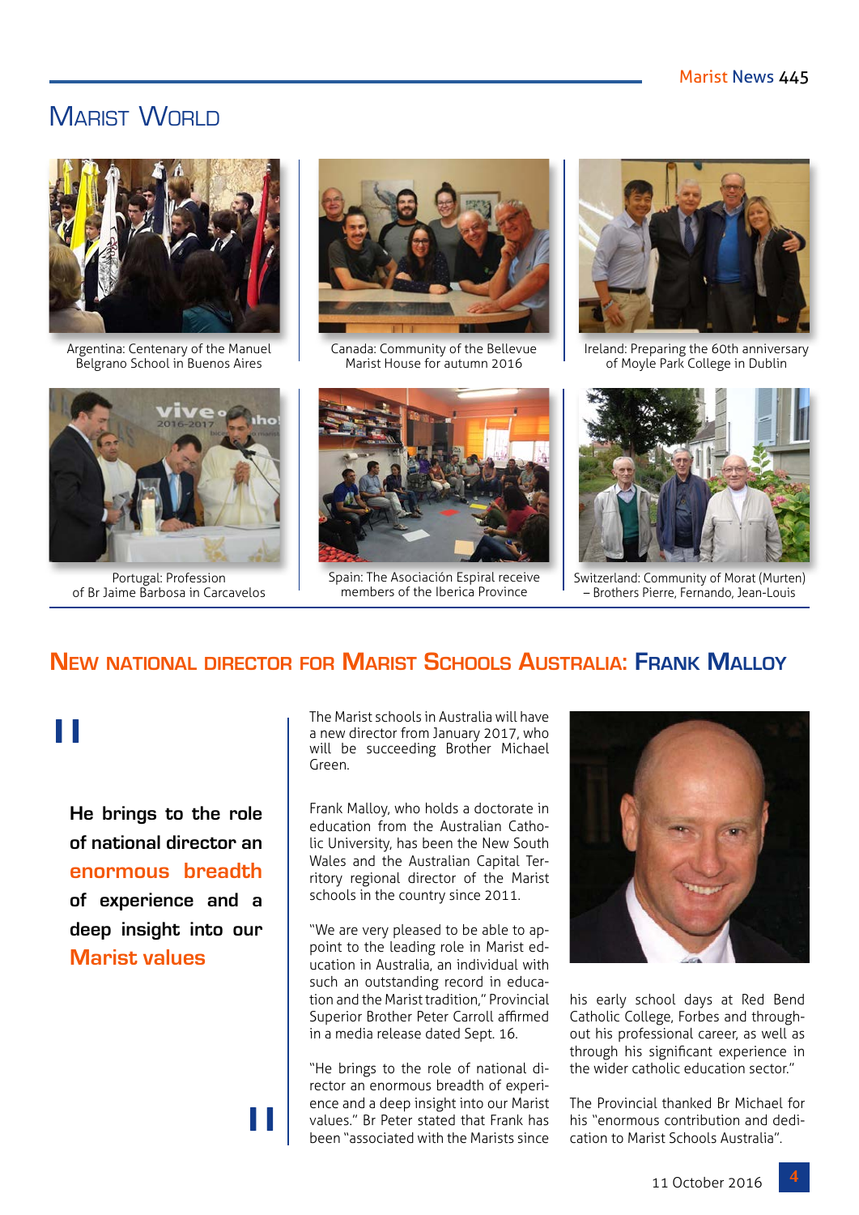# Marist World

Argentina: Centenary of the Manuel Belgrano School in Buenos Aires

Canada: Community of the Bellevue Marist House for autumn 2016

Ireland: Preparing the 60th anniversary of Moyle Park College in Dublin

Portugal: Profession of Br Jaime Barbosa in Carcavelos

Spain: The Asociación Espiral receive members of the Iberica Province

Switzerland: Community of Morat (Murten) – Brothers Pierre, Fernando, Jean-Louis

## New national director for Marist Schools Australia: Frank Malloy

> **He brings to the role of national director an enormous breadth of experience and a deep insight into our Marist values**

The Marist schools in Australia will have a new director from January 2017, who will be succeeding Brother Michael Green.

Frank Malloy, who holds a doctorate in education from the Australian Catholic University, has been the New South Wales and the Australian Capital Territory regional director of the Marist schools in the country since 2011.

"We are very pleased to be able to appoint to the leading role in Marist education in Australia, an individual with such an outstanding record in education and the Marist tradition," Provincial Superior Brother Peter Carroll affirmed in a media release dated Sept. 16.

"He brings to the role of national director an enormous breadth of experience and a deep insight into our Marist values." Br Peter stated that Frank has been "associated with the Marists since his early school days at Red Bend Catholic College, Forbes and throughout his professional career, as well as through his significant experience in the wider catholic education sector."

The Provincial thanked Br Michael for his "enormous contribution and dedication to Marist Schools Australia".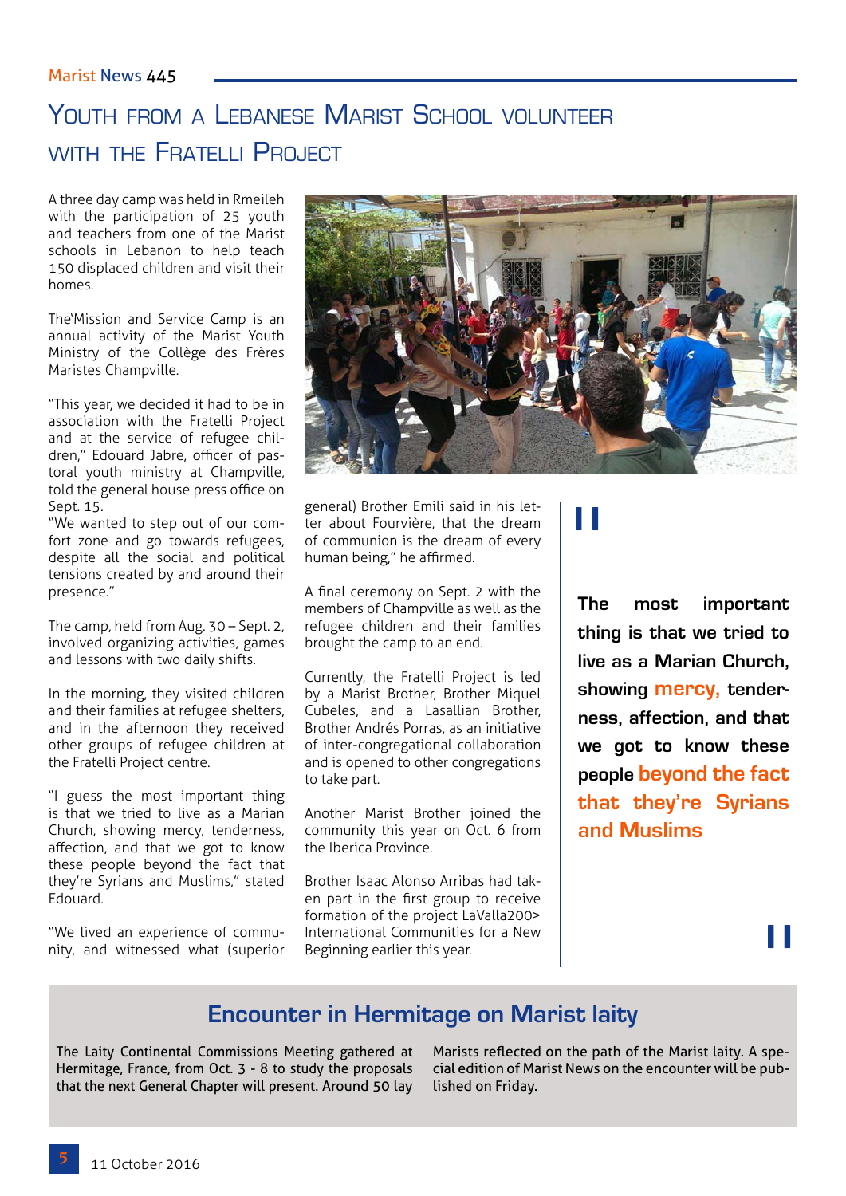# Youth from a Lebanese Marist School volunteer with the Fratelli Project

A three day camp was held in Rmeileh with the participation of 25 youth and teachers from one of the Marist schools in Lebanon to help teach 150 displaced children and visit their homes.

The'Mission and Service Camp is an annual activity of the Marist Youth Ministry of the Collège des Frères Maristes Champville.

"This year, we decided it had to be in association with the Fratelli Project and at the service of refugee children," Edouard Jabre, officer of pastoral youth ministry at Champville, told the general house press office on Sept. 15.

"We wanted to step out of our comfort zone and go towards refugees, despite all the social and political tensions created by and around their presence."

The camp, held from Aug. 30 – Sept. 2, involved organizing activities, games and lessons with two daily shifts.

In the morning, they visited children and their families at refugee shelters, and in the afternoon they received other groups of refugee children at the Fratelli Project centre.

"I guess the most important thing is that we tried to live as a Marian Church, showing mercy, tenderness, affection, and that we got to know these people beyond the fact that they're Syrians and Muslims," stated Edouard.

"We lived an experience of community, and witnessed what (superior general) Brother Emili said in his letter about Fourvière, that the dream of communion is the dream of every human being," he affirmed.

A final ceremony on Sept. 2 with the members of Champville as well as the refugee children and their families brought the camp to an end.

Currently, the Fratelli Project is led by a Marist Brother, Brother Miquel Cubeles, and a Lasallian Brother, Brother Andrés Porras, as an initiative of inter-congregational collaboration and is opened to other congregations to take part.

Another Marist Brother joined the community this year on Oct. 6 from the Iberica Province.

Brother Isaac Alonso Arribas had taken part in the first group to receive formation of the project LaValla200> International Communities for a New Beginning earlier this year.

> **The most important thing is that we tried to live as a Marian Church, showing mercy, tenderness, affection, and that we got to know these people beyond the fact that they're Syrians and Muslims**

## Encounter in Hermitage on Marist laity

The Laity Continental Commissions Meeting gathered at Hermitage, France, from Oct. 3 - 8 to study the proposals that the next General Chapter will present. Around 50 lay Marists reflected on the path of the Marist laity. A special edition of Marist News on the encounter will be published on Friday.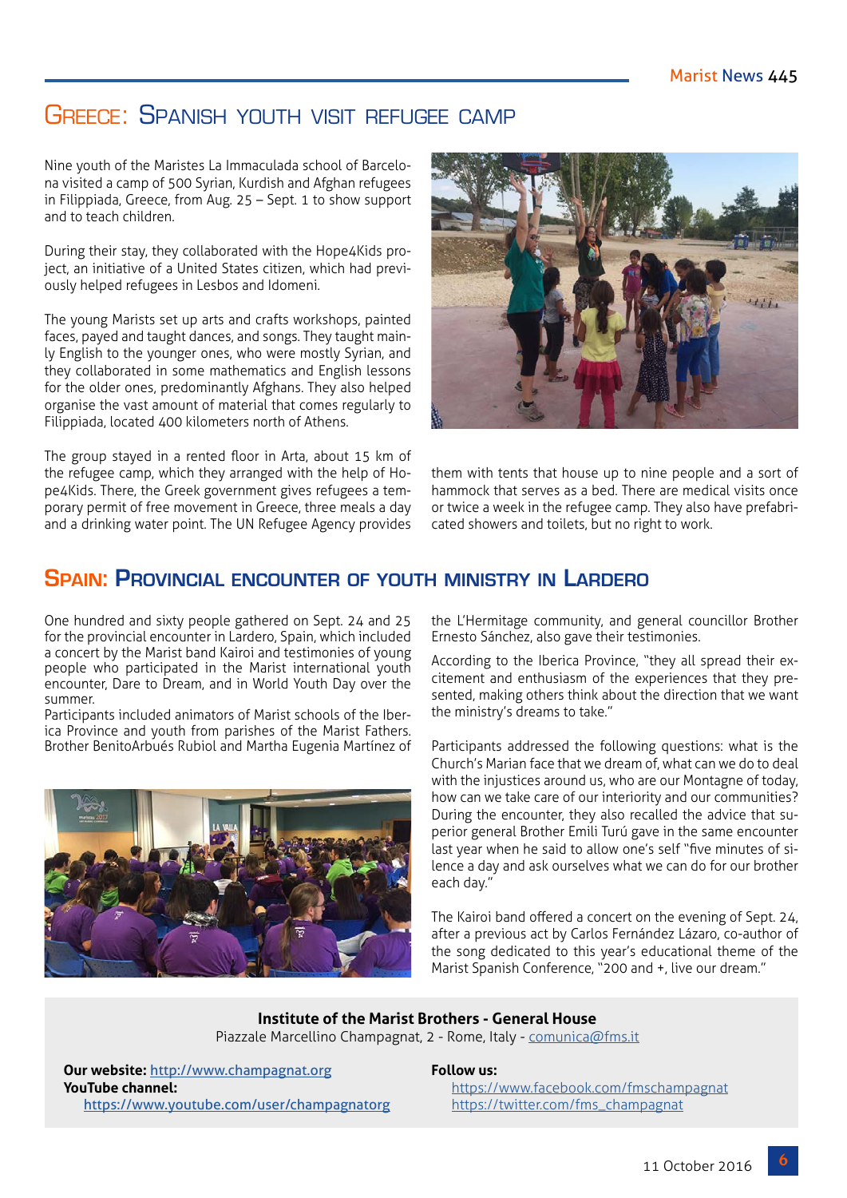## Greece: Spanish youth visit refugee camp

Nine youth of the Maristes La Immaculada school of Barcelona visited a camp of 500 Syrian, Kurdish and Afghan refugees in Filippiada, Greece, from Aug. 25 – Sept. 1 to show support and to teach children.

During their stay, they collaborated with the Hope4Kids project, an initiative of a United States citizen, which had previously helped refugees in Lesbos and Idomeni.

The young Marists set up arts and crafts workshops, painted faces, payed and taught dances, and songs. They taught mainly English to the younger ones, who were mostly Syrian, and they collaborated in some mathematics and English lessons for the older ones, predominantly Afghans. They also helped organise the vast amount of material that comes regularly to Filippiada, located 400 kilometers north of Athens.

The group stayed in a rented floor in Arta, about 15 km of the refugee camp, which they arranged with the help of Hope4Kids. There, the Greek government gives refugees a temporary permit of free movement in Greece, three meals a day and a drinking water point. The UN Refugee Agency provides them with tents that house up to nine people and a sort of hammock that serves as a bed. There are medical visits once or twice a week in the refugee camp. They also have prefabricated showers and toilets, but no right to work.

## Spain: Provincial encounter of youth ministry in Lardero

One hundred and sixty people gathered on Sept. 24 and 25 for the provincial encounter in Lardero, Spain, which included a concert by the Marist band Kairoi and testimonies of young people who participated in the Marist international youth encounter, Dare to Dream, and in World Youth Day over the summer.

Participants included animators of Marist schools of the Iberica Province and youth from parishes of the Marist Fathers. Brother BenitoArbués Rubiol and Martha Eugenia Martínez of the L'Hermitage community, and general councillor Brother Ernesto Sánchez, also gave their testimonies.

According to the Iberica Province, "they all spread their excitement and enthusiasm of the experiences that they presented, making others think about the direction that we want the ministry's dreams to take."

Participants addressed the following questions: what is the Church's Marian face that we dream of, what can we do to deal with the injustices around us, who are our Montagne of today, how can we take care of our interiority and our communities? During the encounter, they also recalled the advice that superior general Brother Emili Turú gave in the same encounter last year when he said to allow one's self "five minutes of silence a day and ask ourselves what we can do for our brother each day."

The Kairoi band offered a concert on the evening of Sept. 24, after a previous act by Carlos Fernández Lázaro, co-author of the song dedicated to this year's educational theme of the Marist Spanish Conference, "200 and +, live our dream."

**Institute of the Marist Brothers - General House**
Piazzale Marcellino Champagnat, 2 - Rome, Italy - comunica@fms.it

**Our website:** http://www.champagnat.org
**YouTube channel:**
https://www.youtube.com/user/champagnatorg

**Follow us:**
https://www.facebook.com/fmschampagnat
https://twitter.com/fms_champagnat

11 October 2016